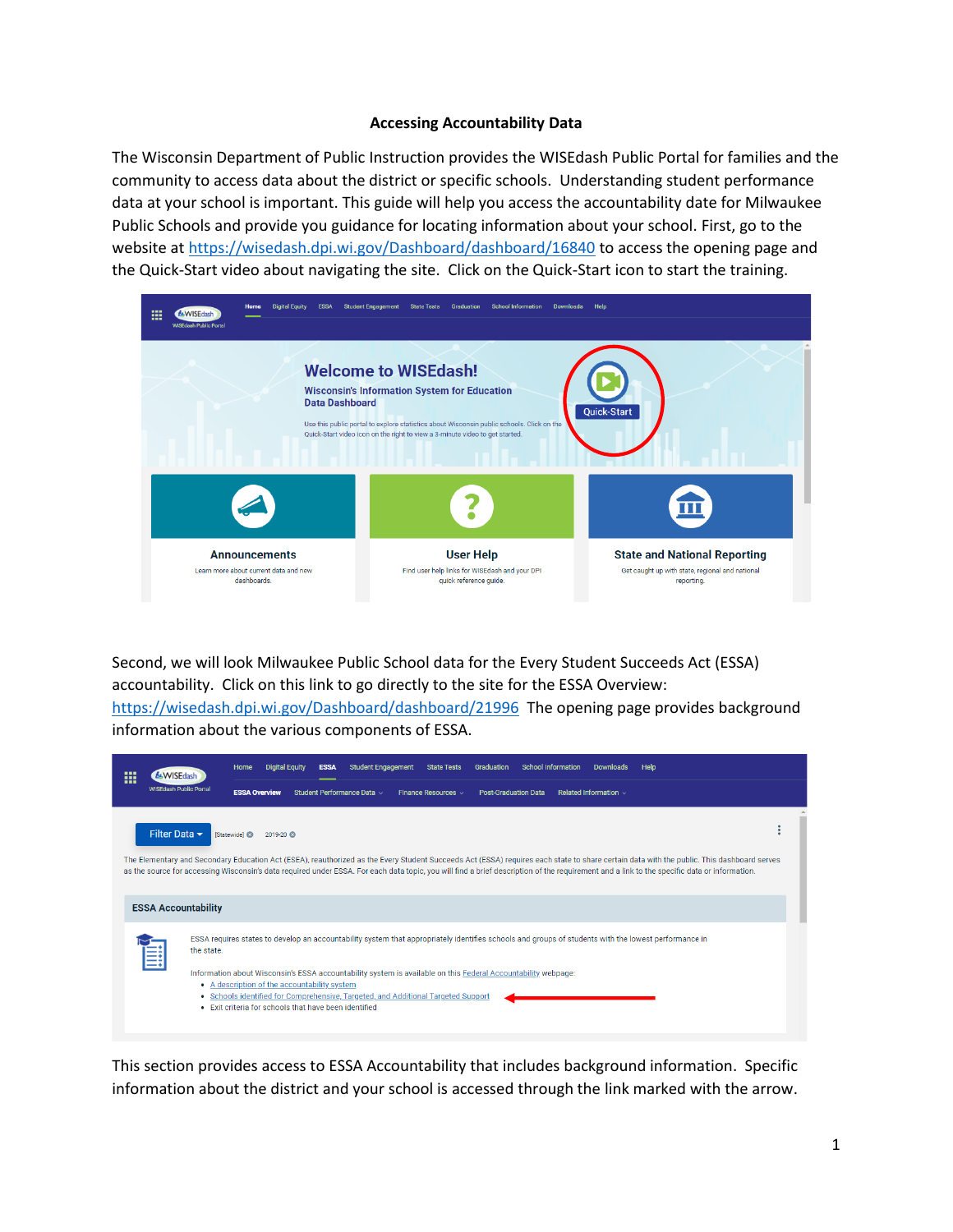**Accessing Accountability Data**

The Wisconsin Department of Public Instruction provides the WISEdash Public Portal for families and the community to access data about the district or specific schools. Understanding student performance data at your school is important. This guide will help you access the accountability date for Milwaukee Public Schools and provide you guidance for locating information about your school. First, go to the website at https://wisedash.dpi.wi.gov/Dashboard/dashboard/16840 to access the opening page and the Quick-Start video about navigating the site. Click on the Quick-Start icon to start the training.

Second, we will look Milwaukee Public School data for the Every Student Succeeds Act (ESSA) accountability. Click on this link to go directly to the site for the ESSA Overview: https://wisedash.dpi.wi.gov/Dashboard/dashboard/21996 The opening page provides background information about the various components of ESSA.

This section provides access to ESSA Accountability that includes background information. Specific information about the district and your school is accessed through the link marked with the arrow.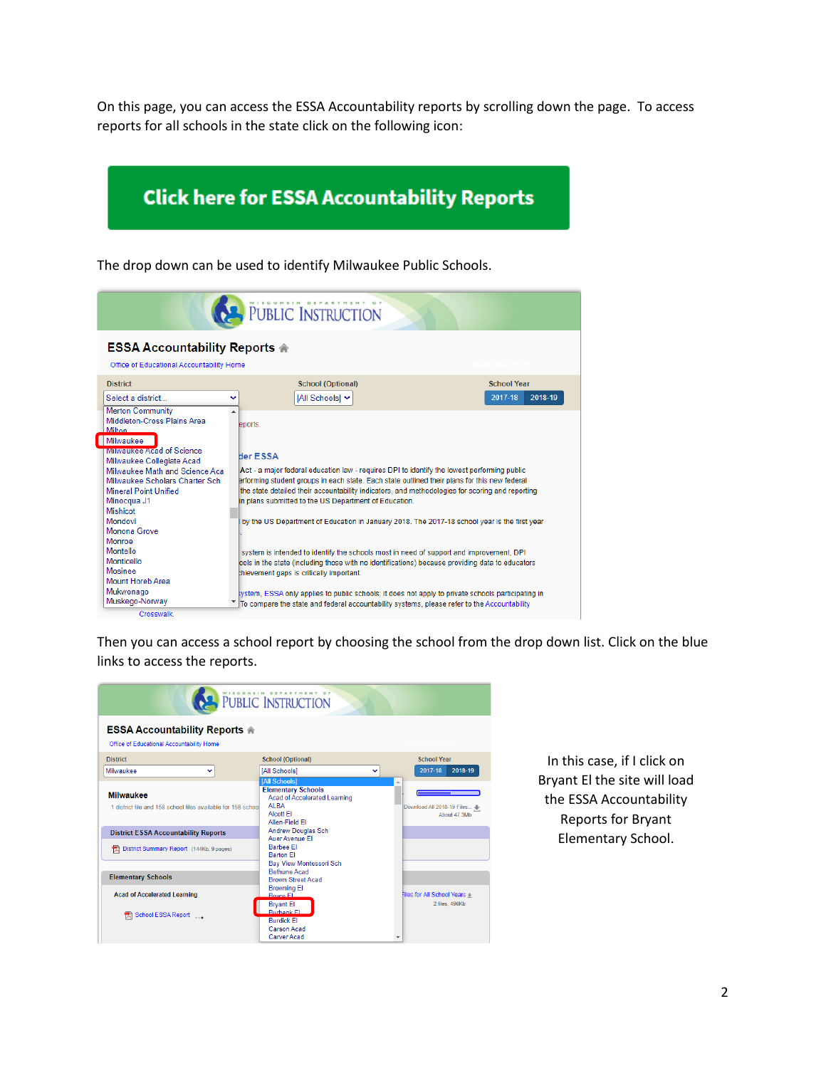On this page, you can access the ESSA Accountability reports by scrolling down the page. To access reports for all schools in the state click on the following icon:

**Click here for ESSA Accountability Reports**

The drop down can be used to identify Milwaukee Public Schools.

Then you can access a school report by choosing the school from the drop down list. Click on the blue links to access the reports.

In this case, if I click on Bryant El the site will load the ESSA Accountability Reports for Bryant Elementary School.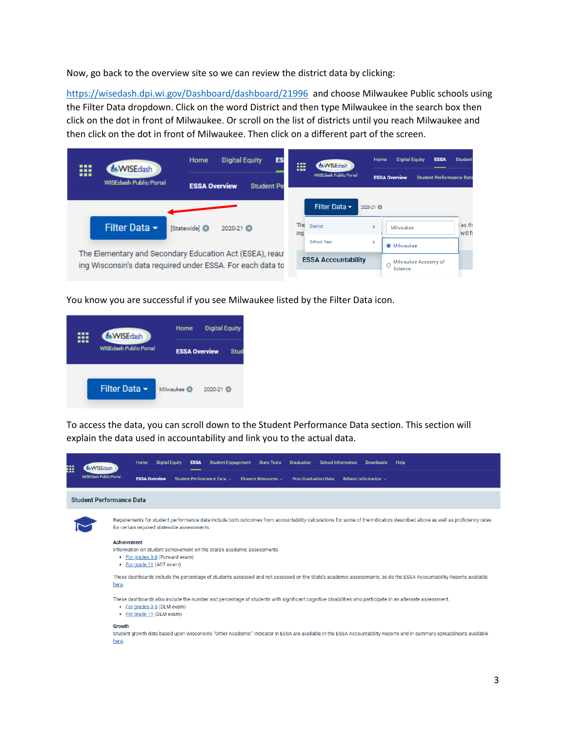Now, go back to the overview site so we can review the district data by clicking:

https://wisedash.dpi.wi.gov/Dashboard/dashboard/21996 and choose Milwaukee Public schools using the Filter Data dropdown. Click on the word District and then type Milwaukee in the search box then click on the dot in front of Milwaukee. Or scroll on the list of districts until you reach Milwaukee and then click on the dot in front of Milwaukee. Then click on a different part of the screen.

You know you are successful if you see Milwaukee listed by the Filter Data icon.

To access the data, you can scroll down to the Student Performance Data section. This section will explain the data used in accountability and link you to the actual data.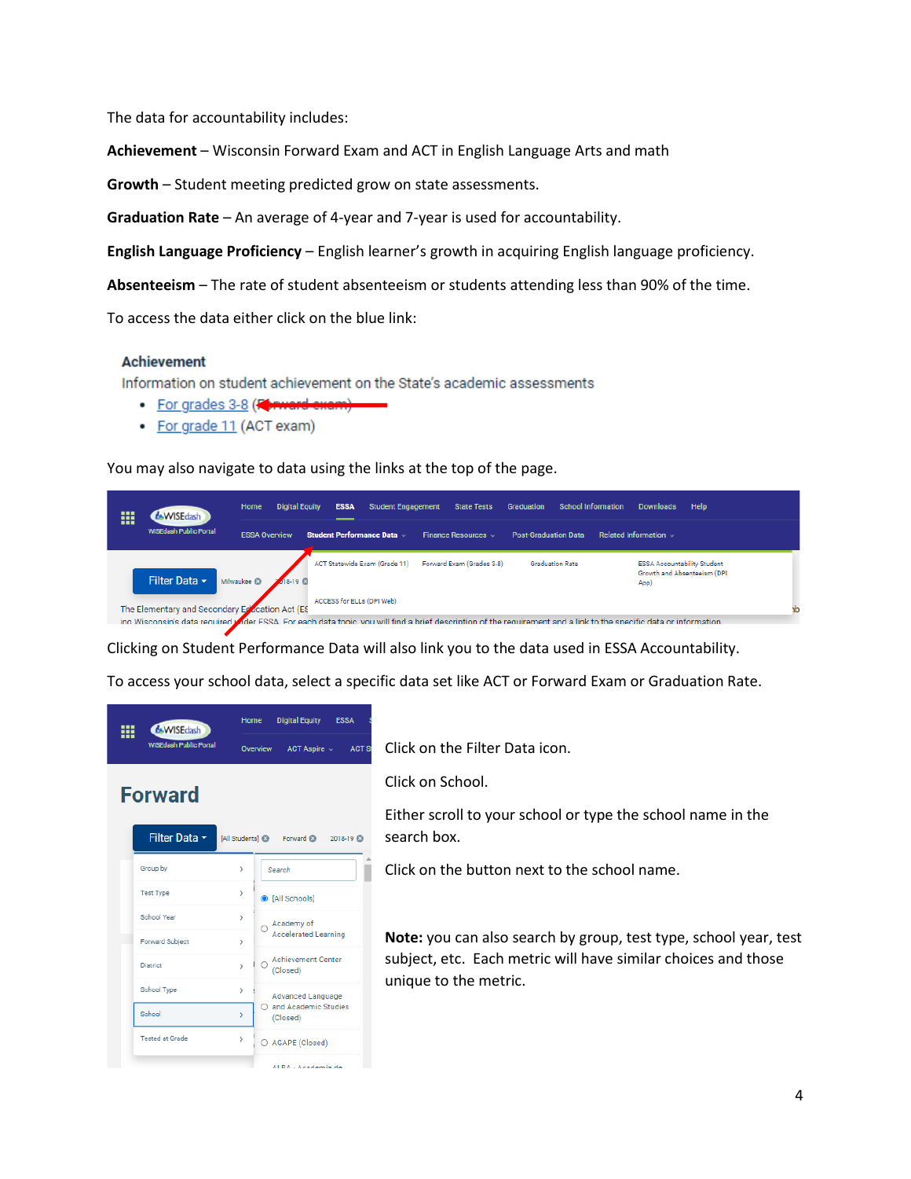The data for accountability includes:

**Achievement** – Wisconsin Forward Exam and ACT in English Language Arts and math

**Growth** – Student meeting predicted grow on state assessments.

**Graduation Rate** – An average of 4-year and 7-year is used for accountability.

**English Language Proficiency** – English learner's growth in acquiring English language proficiency.

**Absenteeism** – The rate of student absenteeism or students attending less than 90% of the time.

To access the data either click on the blue link:

**Achievement**

Information on student achievement on the State's academic assessments

- For grades 3-8 (Forward exam)
- For grade 11 (ACT exam)

You may also navigate to data using the links at the top of the page.

Clicking on Student Performance Data will also link you to the data used in ESSA Accountability.

To access your school data, select a specific data set like ACT or Forward Exam or Graduation Rate.

Click on the Filter Data icon.

Click on School.

Either scroll to your school or type the school name in the search box.

Click on the button next to the school name.

**Note:** you can also search by group, test type, school year, test subject, etc. Each metric will have similar choices and those unique to the metric.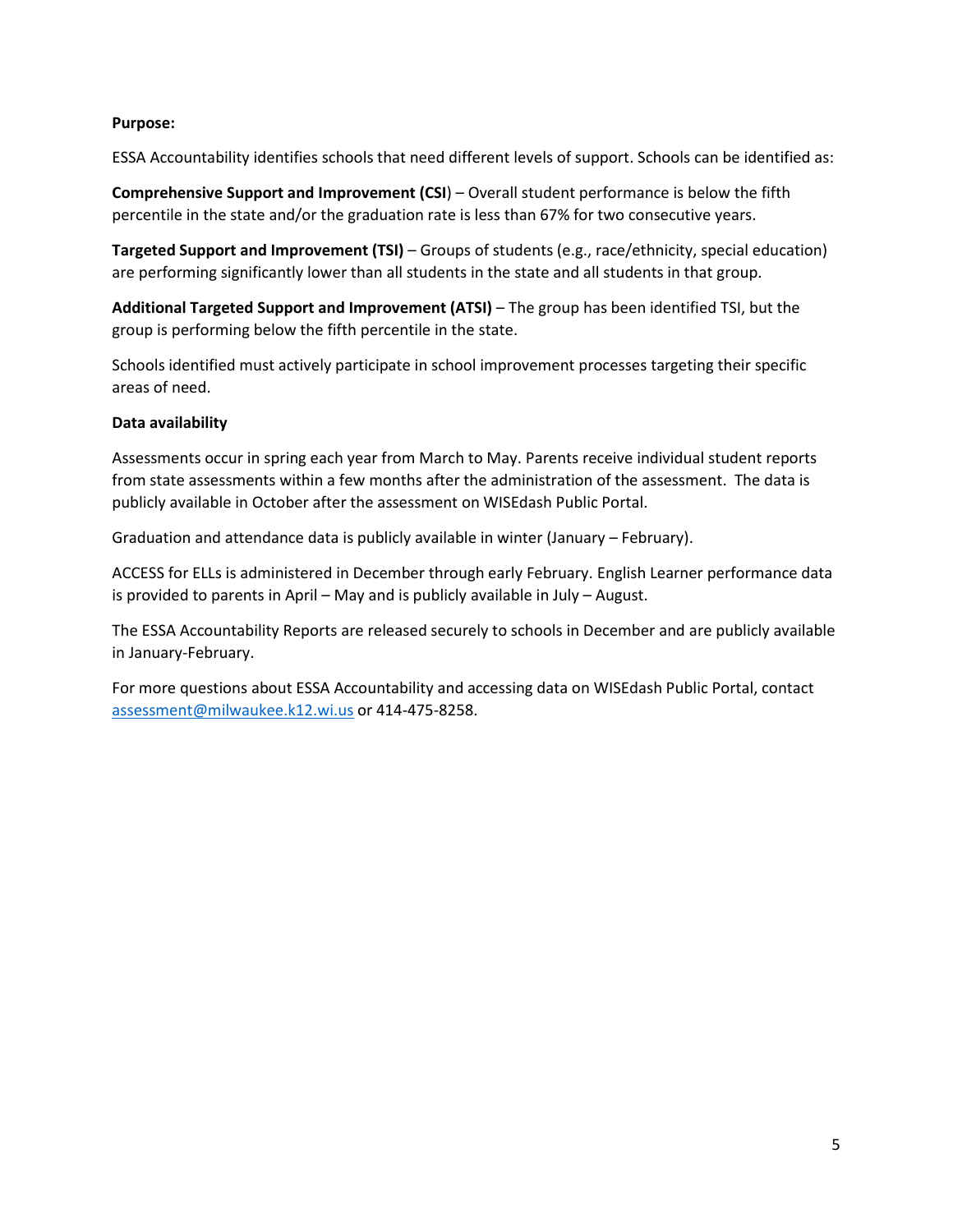**Purpose:**

ESSA Accountability identifies schools that need different levels of support. Schools can be identified as:

**Comprehensive Support and Improvement (CSI**) – Overall student performance is below the fifth percentile in the state and/or the graduation rate is less than 67% for two consecutive years.

**Targeted Support and Improvement (TSI)** – Groups of students (e.g., race/ethnicity, special education) are performing significantly lower than all students in the state and all students in that group.

**Additional Targeted Support and Improvement (ATSI)** – The group has been identified TSI, but the group is performing below the fifth percentile in the state.

Schools identified must actively participate in school improvement processes targeting their specific areas of need.

**Data availability**

Assessments occur in spring each year from March to May. Parents receive individual student reports from state assessments within a few months after the administration of the assessment. The data is publicly available in October after the assessment on WISEdash Public Portal.

Graduation and attendance data is publicly available in winter (January – February).

ACCESS for ELLs is administered in December through early February. English Learner performance data is provided to parents in April – May and is publicly available in July – August.

The ESSA Accountability Reports are released securely to schools in December and are publicly available in January-February.

For more questions about ESSA Accountability and accessing data on WISEdash Public Portal, contact assessment@milwaukee.k12.wi.us or 414-475-8258.